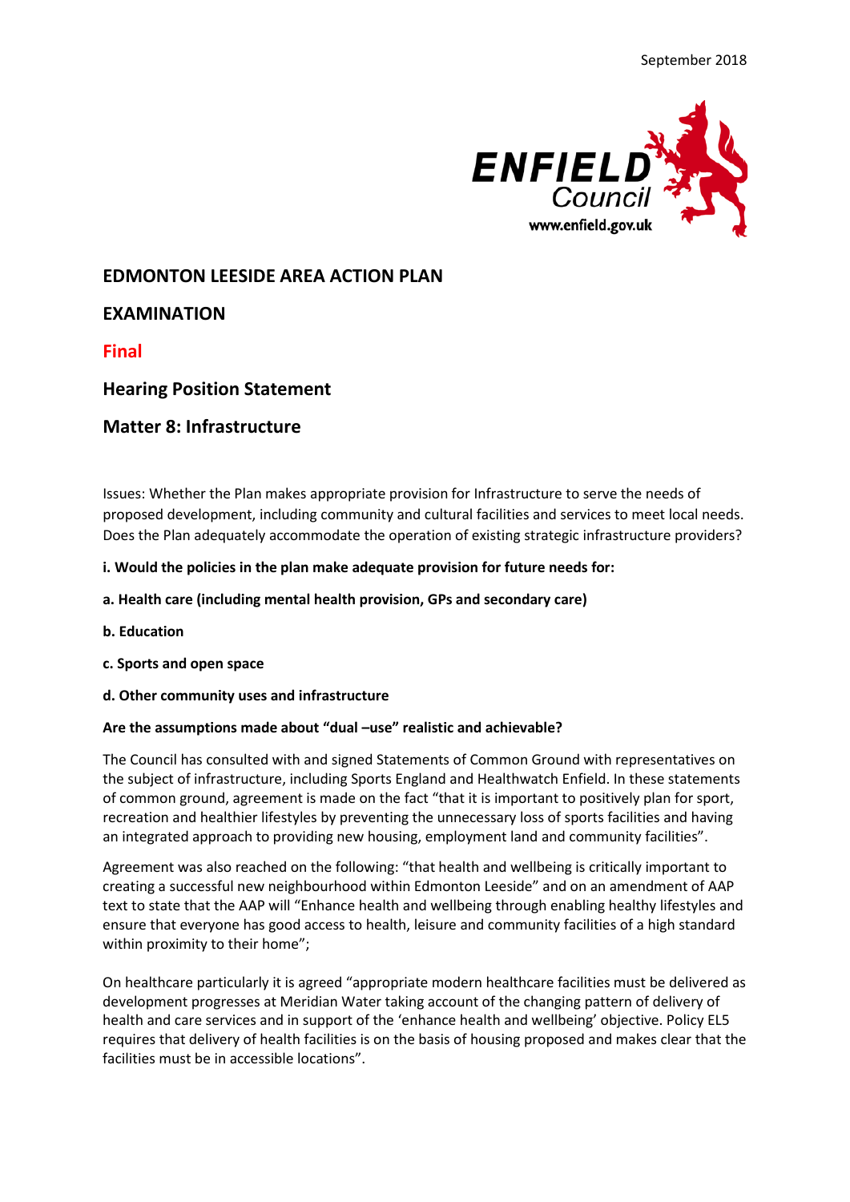September 2018

ENFIELD Council
www.enfield.gov.uk

# EDMONTON LEESIDE AREA ACTION PLAN

# EXAMINATION

## Final

## Hearing Position Statement

## Matter 8: Infrastructure

Issues: Whether the Plan makes appropriate provision for Infrastructure to serve the needs of proposed development, including community and cultural facilities and services to meet local needs. Does the Plan adequately accommodate the operation of existing strategic infrastructure providers?

**i. Would the policies in the plan make adequate provision for future needs for:**

**a. Health care (including mental health provision, GPs and secondary care)**

**b. Education**

**c. Sports and open space**

**d. Other community uses and infrastructure**

**Are the assumptions made about "dual –use" realistic and achievable?**

The Council has consulted with and signed Statements of Common Ground with representatives on the subject of infrastructure, including Sports England and Healthwatch Enfield. In these statements of common ground, agreement is made on the fact "that it is important to positively plan for sport, recreation and healthier lifestyles by preventing the unnecessary loss of sports facilities and having an integrated approach to providing new housing, employment land and community facilities".

Agreement was also reached on the following: "that health and wellbeing is critically important to creating a successful new neighbourhood within Edmonton Leeside" and on an amendment of AAP text to state that the AAP will "Enhance health and wellbeing through enabling healthy lifestyles and ensure that everyone has good access to health, leisure and community facilities of a high standard within proximity to their home";

On healthcare particularly it is agreed "appropriate modern healthcare facilities must be delivered as development progresses at Meridian Water taking account of the changing pattern of delivery of health and care services and in support of the 'enhance health and wellbeing' objective. Policy EL5 requires that delivery of health facilities is on the basis of housing proposed and makes clear that the facilities must be in accessible locations".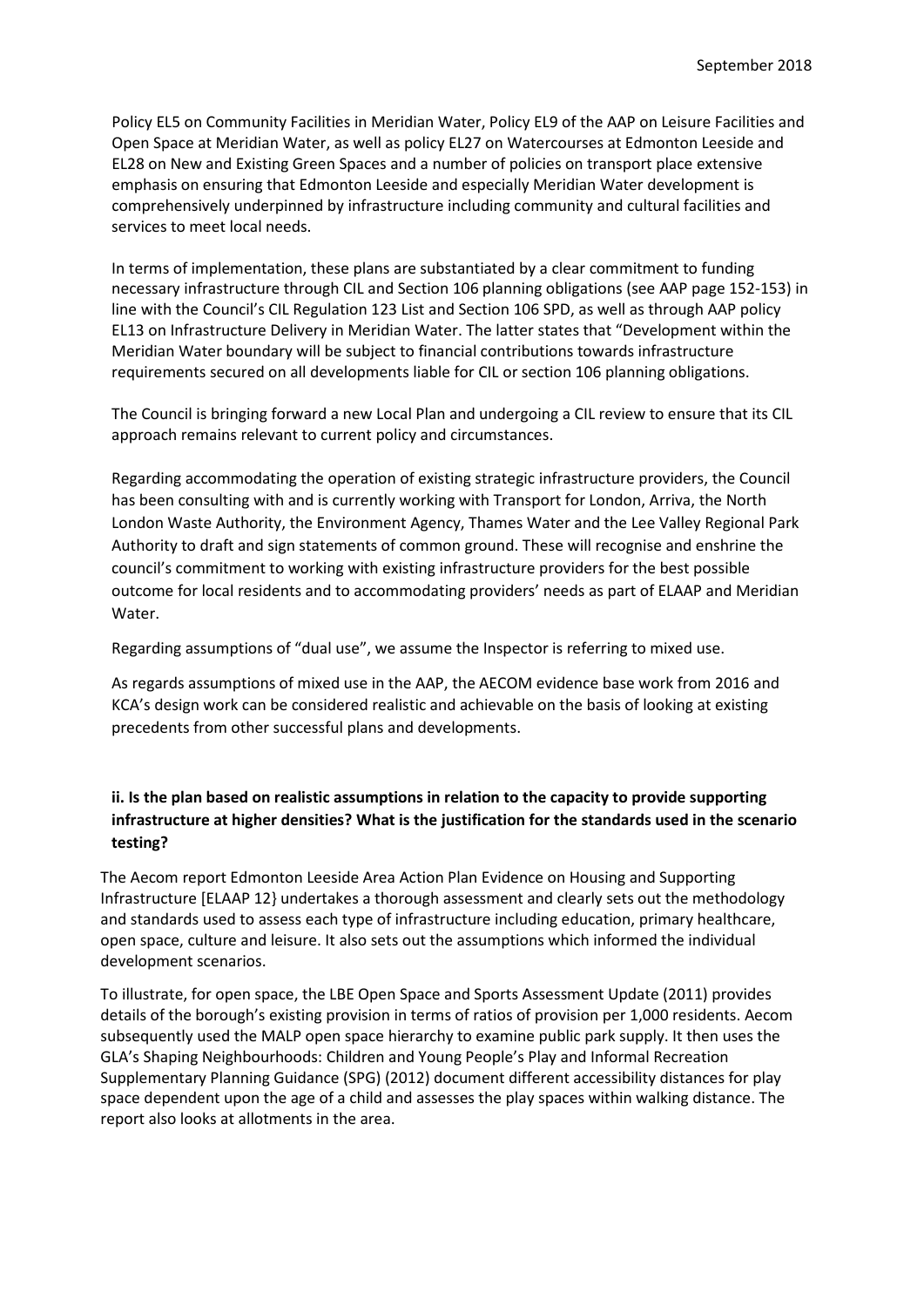Policy EL5 on Community Facilities in Meridian Water, Policy EL9 of the AAP on Leisure Facilities and Open Space at Meridian Water, as well as policy EL27 on Watercourses at Edmonton Leeside and EL28 on New and Existing Green Spaces and a number of policies on transport place extensive emphasis on ensuring that Edmonton Leeside and especially Meridian Water development is comprehensively underpinned by infrastructure including community and cultural facilities and services to meet local needs.

In terms of implementation, these plans are substantiated by a clear commitment to funding necessary infrastructure through CIL and Section 106 planning obligations (see AAP page 152-153) in line with the Council's CIL Regulation 123 List and Section 106 SPD, as well as through AAP policy EL13 on Infrastructure Delivery in Meridian Water. The latter states that "Development within the Meridian Water boundary will be subject to financial contributions towards infrastructure requirements secured on all developments liable for CIL or section 106 planning obligations.

The Council is bringing forward a new Local Plan and undergoing a CIL review to ensure that its CIL approach remains relevant to current policy and circumstances.

Regarding accommodating the operation of existing strategic infrastructure providers, the Council has been consulting with and is currently working with Transport for London, Arriva, the North London Waste Authority, the Environment Agency, Thames Water and the Lee Valley Regional Park Authority to draft and sign statements of common ground. These will recognise and enshrine the council's commitment to working with existing infrastructure providers for the best possible outcome for local residents and to accommodating providers' needs as part of ELAAP and Meridian Water.

Regarding assumptions of "dual use", we assume the Inspector is referring to mixed use.

As regards assumptions of mixed use in the AAP, the AECOM evidence base work from 2016 and KCA's design work can be considered realistic and achievable on the basis of looking at existing precedents from other successful plans and developments.

**ii. Is the plan based on realistic assumptions in relation to the capacity to provide supporting infrastructure at higher densities? What is the justification for the standards used in the scenario testing?**

The Aecom report Edmonton Leeside Area Action Plan Evidence on Housing and Supporting Infrastructure [ELAAP 12} undertakes a thorough assessment and clearly sets out the methodology and standards used to assess each type of infrastructure including education, primary healthcare, open space, culture and leisure. It also sets out the assumptions which informed the individual development scenarios.

To illustrate, for open space, the LBE Open Space and Sports Assessment Update (2011) provides details of the borough's existing provision in terms of ratios of provision per 1,000 residents. Aecom subsequently used the MALP open space hierarchy to examine public park supply. It then uses the GLA's Shaping Neighbourhoods: Children and Young People's Play and Informal Recreation Supplementary Planning Guidance (SPG) (2012) document different accessibility distances for play space dependent upon the age of a child and assesses the play spaces within walking distance. The report also looks at allotments in the area.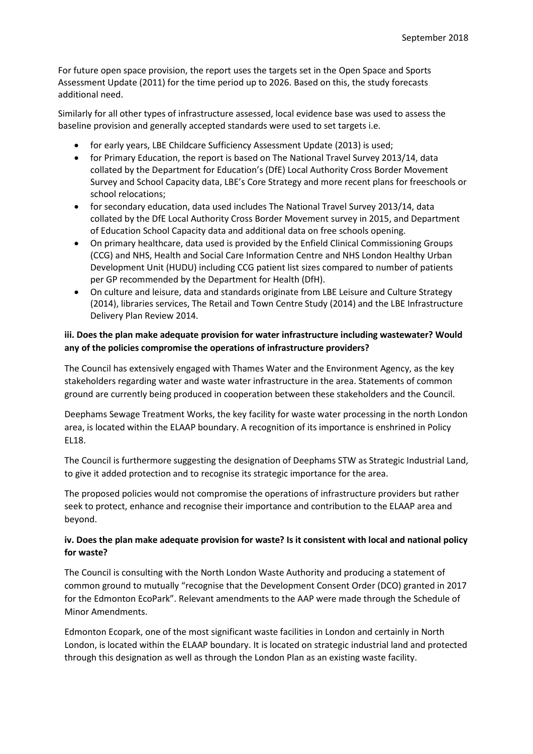For future open space provision, the report uses the targets set in the Open Space and Sports Assessment Update (2011) for the time period up to 2026. Based on this, the study forecasts additional need.

Similarly for all other types of infrastructure assessed, local evidence base was used to assess the baseline provision and generally accepted standards were used to set targets i.e.

- for early years, LBE Childcare Sufficiency Assessment Update (2013) is used;
- for Primary Education, the report is based on The National Travel Survey 2013/14, data collated by the Department for Education's (DfE) Local Authority Cross Border Movement Survey and School Capacity data, LBE's Core Strategy and more recent plans for freeschools or school relocations;
- for secondary education, data used includes The National Travel Survey 2013/14, data collated by the DfE Local Authority Cross Border Movement survey in 2015, and Department of Education School Capacity data and additional data on free schools opening.
- On primary healthcare, data used is provided by the Enfield Clinical Commissioning Groups (CCG) and NHS, Health and Social Care Information Centre and NHS London Healthy Urban Development Unit (HUDU) including CCG patient list sizes compared to number of patients per GP recommended by the Department for Health (DfH).
- On culture and leisure, data and standards originate from LBE Leisure and Culture Strategy (2014), libraries services, The Retail and Town Centre Study (2014) and the LBE Infrastructure Delivery Plan Review 2014.

**iii. Does the plan make adequate provision for water infrastructure including wastewater? Would any of the policies compromise the operations of infrastructure providers?**

The Council has extensively engaged with Thames Water and the Environment Agency, as the key stakeholders regarding water and waste water infrastructure in the area. Statements of common ground are currently being produced in cooperation between these stakeholders and the Council.

Deephams Sewage Treatment Works, the key facility for waste water processing in the north London area, is located within the ELAAP boundary. A recognition of its importance is enshrined in Policy EL18.

The Council is furthermore suggesting the designation of Deephams STW as Strategic Industrial Land, to give it added protection and to recognise its strategic importance for the area.

The proposed policies would not compromise the operations of infrastructure providers but rather seek to protect, enhance and recognise their importance and contribution to the ELAAP area and beyond.

**iv. Does the plan make adequate provision for waste? Is it consistent with local and national policy for waste?**

The Council is consulting with the North London Waste Authority and producing a statement of common ground to mutually "recognise that the Development Consent Order (DCO) granted in 2017 for the Edmonton EcoPark". Relevant amendments to the AAP were made through the Schedule of Minor Amendments.

Edmonton Ecopark, one of the most significant waste facilities in London and certainly in North London, is located within the ELAAP boundary. It is located on strategic industrial land and protected through this designation as well as through the London Plan as an existing waste facility.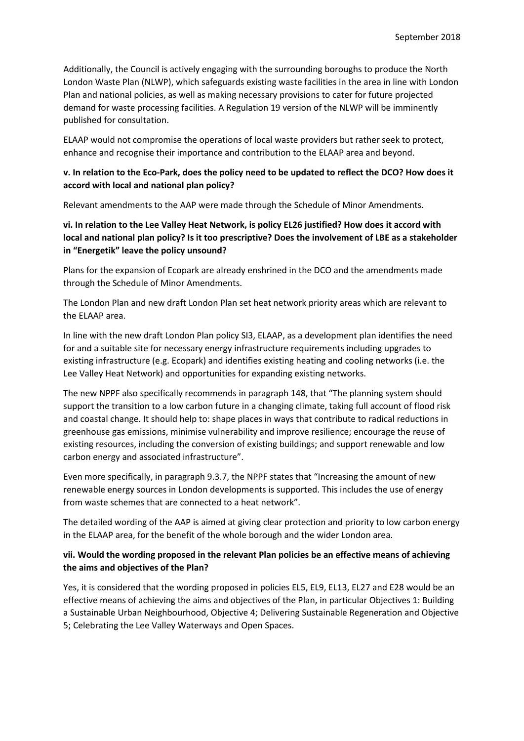Additionally, the Council is actively engaging with the surrounding boroughs to produce the North London Waste Plan (NLWP), which safeguards existing waste facilities in the area in line with London Plan and national policies, as well as making necessary provisions to cater for future projected demand for waste processing facilities. A Regulation 19 version of the NLWP will be imminently published for consultation.

ELAAP would not compromise the operations of local waste providers but rather seek to protect, enhance and recognise their importance and contribution to the ELAAP area and beyond.

**v. In relation to the Eco-Park, does the policy need to be updated to reflect the DCO? How does it accord with local and national plan policy?**

Relevant amendments to the AAP were made through the Schedule of Minor Amendments.

**vi. In relation to the Lee Valley Heat Network, is policy EL26 justified? How does it accord with local and national plan policy? Is it too prescriptive? Does the involvement of LBE as a stakeholder in "Energetik" leave the policy unsound?**

Plans for the expansion of Ecopark are already enshrined in the DCO and the amendments made through the Schedule of Minor Amendments.

The London Plan and new draft London Plan set heat network priority areas which are relevant to the ELAAP area.

In line with the new draft London Plan policy SI3, ELAAP, as a development plan identifies the need for and a suitable site for necessary energy infrastructure requirements including upgrades to existing infrastructure (e.g. Ecopark) and identifies existing heating and cooling networks (i.e. the Lee Valley Heat Network) and opportunities for expanding existing networks.

The new NPPF also specifically recommends in paragraph 148, that "The planning system should support the transition to a low carbon future in a changing climate, taking full account of flood risk and coastal change. It should help to: shape places in ways that contribute to radical reductions in greenhouse gas emissions, minimise vulnerability and improve resilience; encourage the reuse of existing resources, including the conversion of existing buildings; and support renewable and low carbon energy and associated infrastructure".

Even more specifically, in paragraph 9.3.7, the NPPF states that "Increasing the amount of new renewable energy sources in London developments is supported. This includes the use of energy from waste schemes that are connected to a heat network".

The detailed wording of the AAP is aimed at giving clear protection and priority to low carbon energy in the ELAAP area, for the benefit of the whole borough and the wider London area.

**vii. Would the wording proposed in the relevant Plan policies be an effective means of achieving the aims and objectives of the Plan?**

Yes, it is considered that the wording proposed in policies EL5, EL9, EL13, EL27 and E28 would be an effective means of achieving the aims and objectives of the Plan, in particular Objectives 1: Building a Sustainable Urban Neighbourhood, Objective 4; Delivering Sustainable Regeneration and Objective 5; Celebrating the Lee Valley Waterways and Open Spaces.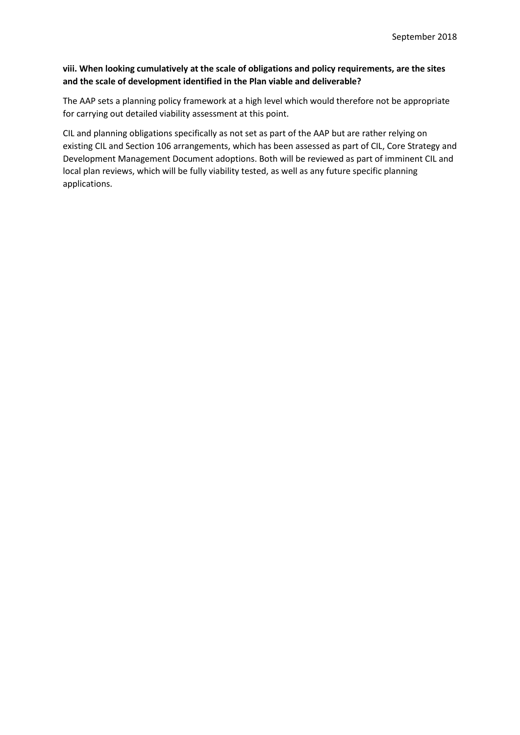**viii. When looking cumulatively at the scale of obligations and policy requirements, are the sites and the scale of development identified in the Plan viable and deliverable?**

The AAP sets a planning policy framework at a high level which would therefore not be appropriate for carrying out detailed viability assessment at this point.

CIL and planning obligations specifically as not set as part of the AAP but are rather relying on existing CIL and Section 106 arrangements, which has been assessed as part of CIL, Core Strategy and Development Management Document adoptions. Both will be reviewed as part of imminent CIL and local plan reviews, which will be fully viability tested, as well as any future specific planning applications.